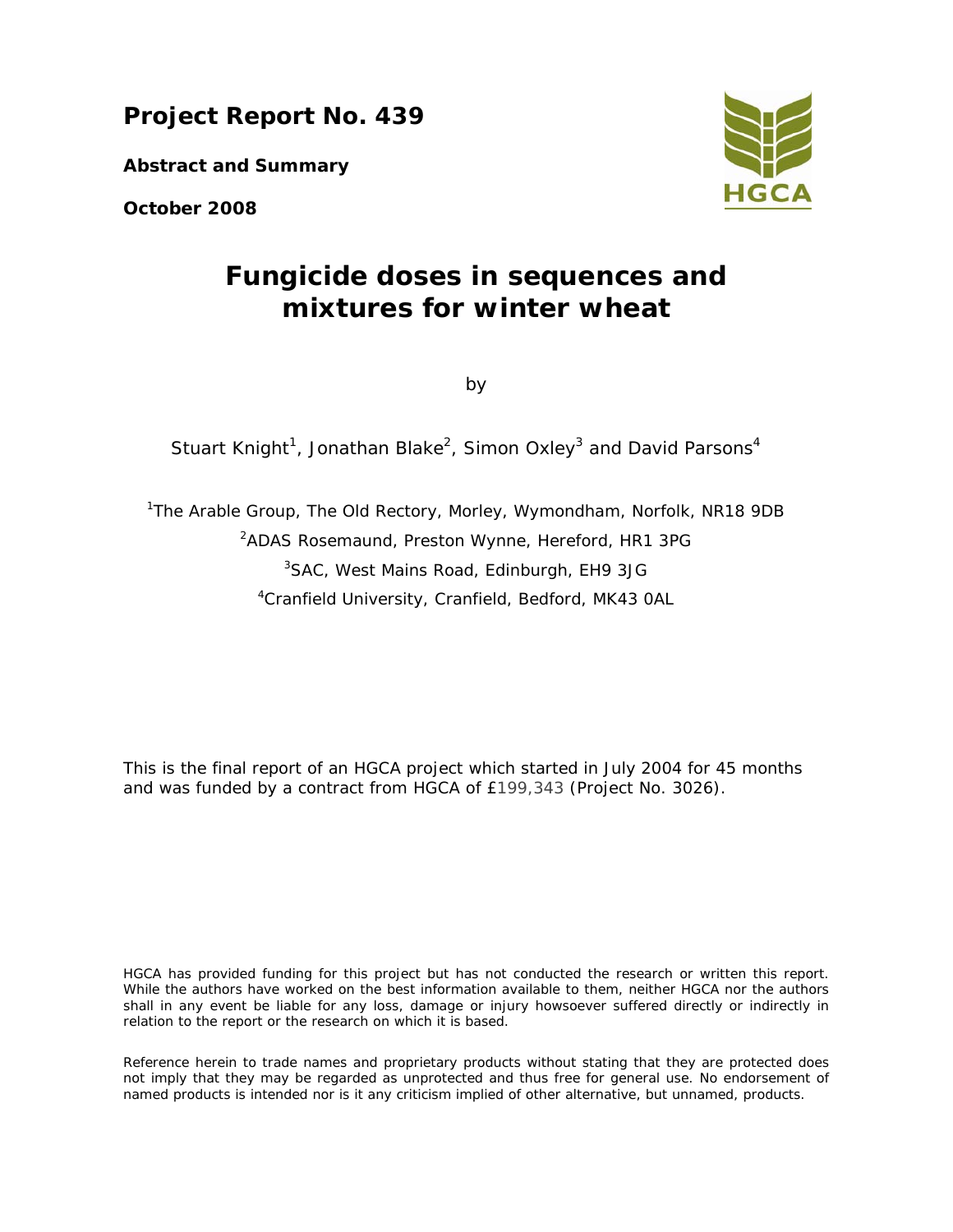# Project Report No. 439

**Abstract and Summary**

**October 2008**

HGCA

# Fungicide doses in sequences and mixtures for winter wheat

by

Stuart Knight[1], Jonathan Blake[2], Simon Oxley[3] and David Parsons[4]

[1]The Arable Group, The Old Rectory, Morley, Wymondham, Norfolk, NR18 9DB

[2]ADAS Rosemaund, Preston Wynne, Hereford, HR1 3PG

[3]SAC, West Mains Road, Edinburgh, EH9 3JG

[4]Cranfield University, Cranfield, Bedford, MK43 0AL

This is the final report of an HGCA project which started in July 2004 for 45 months and was funded by a contract from HGCA of £199,343 (Project No. 3026).

HGCA has provided funding for this project but has not conducted the research or written this report. While the authors have worked on the best information available to them, neither HGCA nor the authors shall in any event be liable for any loss, damage or injury howsoever suffered directly or indirectly in relation to the report or the research on which it is based.

Reference herein to trade names and proprietary products without stating that they are protected does not imply that they may be regarded as unprotected and thus free for general use. No endorsement of named products is intended nor is it any criticism implied of other alternative, but unnamed, products.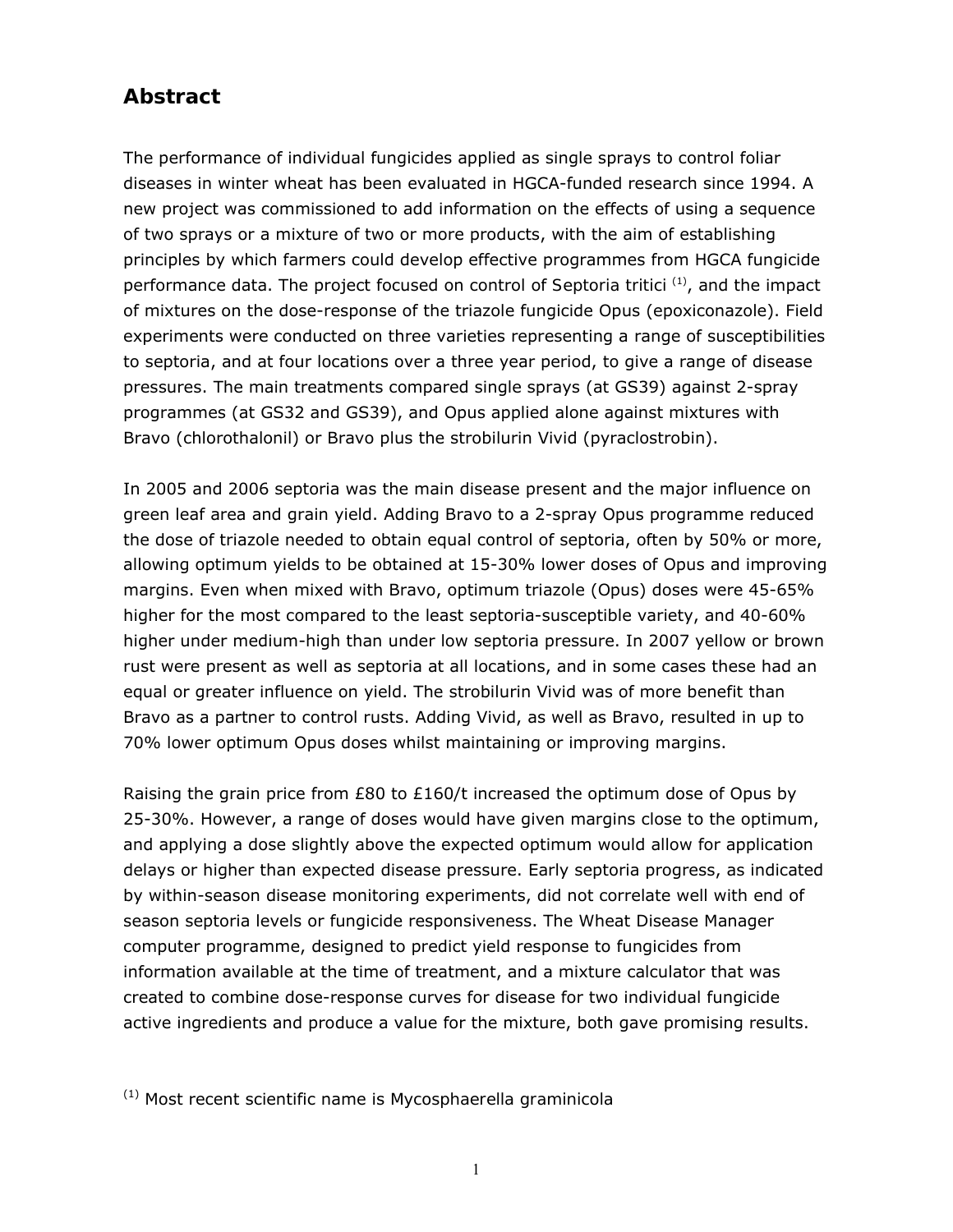## Abstract

The performance of individual fungicides applied as single sprays to control foliar diseases in winter wheat has been evaluated in HGCA-funded research since 1994. A new project was commissioned to add information on the effects of using a sequence of two sprays or a mixture of two or more products, with the aim of establishing principles by which farmers could develop effective programmes from HGCA fungicide performance data. The project focused on control of Septoria tritici [(1)], and the impact of mixtures on the dose-response of the triazole fungicide Opus (epoxiconazole). Field experiments were conducted on three varieties representing a range of susceptibilities to septoria, and at four locations over a three year period, to give a range of disease pressures. The main treatments compared single sprays (at GS39) against 2-spray programmes (at GS32 and GS39), and Opus applied alone against mixtures with Bravo (chlorothalonil) or Bravo plus the strobilurin Vivid (pyraclostrobin).

In 2005 and 2006 septoria was the main disease present and the major influence on green leaf area and grain yield. Adding Bravo to a 2-spray Opus programme reduced the dose of triazole needed to obtain equal control of septoria, often by 50% or more, allowing optimum yields to be obtained at 15-30% lower doses of Opus and improving margins. Even when mixed with Bravo, optimum triazole (Opus) doses were 45-65% higher for the most compared to the least septoria-susceptible variety, and 40-60% higher under medium-high than under low septoria pressure. In 2007 yellow or brown rust were present as well as septoria at all locations, and in some cases these had an equal or greater influence on yield. The strobilurin Vivid was of more benefit than Bravo as a partner to control rusts. Adding Vivid, as well as Bravo, resulted in up to 70% lower optimum Opus doses whilst maintaining or improving margins.

Raising the grain price from £80 to £160/t increased the optimum dose of Opus by 25-30%. However, a range of doses would have given margins close to the optimum, and applying a dose slightly above the expected optimum would allow for application delays or higher than expected disease pressure. Early septoria progress, as indicated by within-season disease monitoring experiments, did not correlate well with end of season septoria levels or fungicide responsiveness. The Wheat Disease Manager computer programme, designed to predict yield response to fungicides from information available at the time of treatment, and a mixture calculator that was created to combine dose-response curves for disease for two individual fungicide active ingredients and produce a value for the mixture, both gave promising results.

[(1)] Most recent scientific name is Mycosphaerella graminicola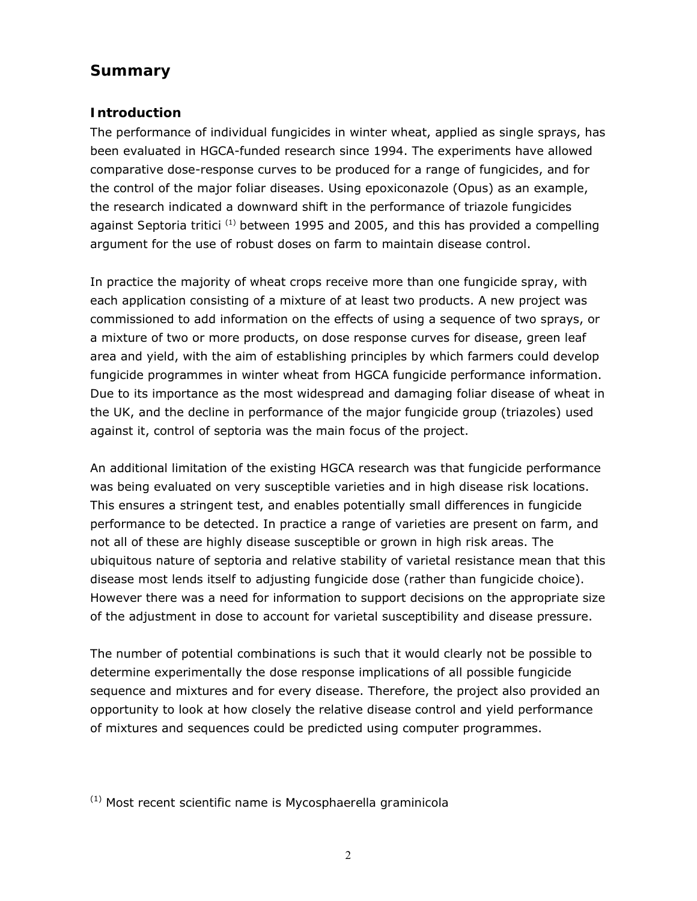## Summary

### Introduction

The performance of individual fungicides in winter wheat, applied as single sprays, has been evaluated in HGCA-funded research since 1994. The experiments have allowed comparative dose-response curves to be produced for a range of fungicides, and for the control of the major foliar diseases. Using epoxiconazole (Opus) as an example, the research indicated a downward shift in the performance of triazole fungicides against Septoria tritici [(1)] between 1995 and 2005, and this has provided a compelling argument for the use of robust doses on farm to maintain disease control.

In practice the majority of wheat crops receive more than one fungicide spray, with each application consisting of a mixture of at least two products. A new project was commissioned to add information on the effects of using a sequence of two sprays, or a mixture of two or more products, on dose response curves for disease, green leaf area and yield, with the aim of establishing principles by which farmers could develop fungicide programmes in winter wheat from HGCA fungicide performance information. Due to its importance as the most widespread and damaging foliar disease of wheat in the UK, and the decline in performance of the major fungicide group (triazoles) used against it, control of septoria was the main focus of the project.

An additional limitation of the existing HGCA research was that fungicide performance was being evaluated on very susceptible varieties and in high disease risk locations. This ensures a stringent test, and enables potentially small differences in fungicide performance to be detected. In practice a range of varieties are present on farm, and not all of these are highly disease susceptible or grown in high risk areas. The ubiquitous nature of septoria and relative stability of varietal resistance mean that this disease most lends itself to adjusting fungicide dose (rather than fungicide choice). However there was a need for information to support decisions on the appropriate size of the adjustment in dose to account for varietal susceptibility and disease pressure.

The number of potential combinations is such that it would clearly not be possible to determine experimentally the dose response implications of all possible fungicide sequence and mixtures and for every disease. Therefore, the project also provided an opportunity to look at how closely the relative disease control and yield performance of mixtures and sequences could be predicted using computer programmes.

[(1)] Most recent scientific name is Mycosphaerella graminicola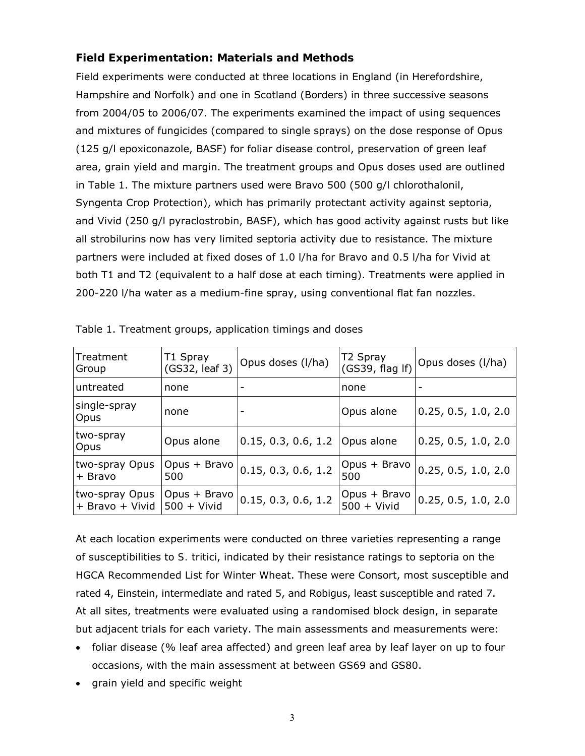### Field Experimentation: Materials and Methods

Field experiments were conducted at three locations in England (in Herefordshire, Hampshire and Norfolk) and one in Scotland (Borders) in three successive seasons from 2004/05 to 2006/07. The experiments examined the impact of using sequences and mixtures of fungicides (compared to single sprays) on the dose response of Opus (125 g/l epoxiconazole, BASF) for foliar disease control, preservation of green leaf area, grain yield and margin. The treatment groups and Opus doses used are outlined in Table 1. The mixture partners used were Bravo 500 (500 g/l chlorothalonil, Syngenta Crop Protection), which has primarily protectant activity against septoria, and Vivid (250 g/l pyraclostrobin, BASF), which has good activity against rusts but like all strobilurins now has very limited septoria activity due to resistance. The mixture partners were included at fixed doses of 1.0 l/ha for Bravo and 0.5 l/ha for Vivid at both T1 and T2 (equivalent to a half dose at each timing). Treatments were applied in 200-220 l/ha water as a medium-fine spray, using conventional flat fan nozzles.

Table 1. Treatment groups, application timings and doses

| Treatment Group | T1 Spray (GS32, leaf 3) | Opus doses (l/ha) | T2 Spray (GS39, flag lf) | Opus doses (l/ha) |
|---|---|---|---|---|
| untreated | none | - | none | - |
| single-spray Opus | none | - | Opus alone | 0.25, 0.5, 1.0, 2.0 |
| two-spray Opus | Opus alone | 0.15, 0.3, 0.6, 1.2 | Opus alone | 0.25, 0.5, 1.0, 2.0 |
| two-spray Opus + Bravo | Opus + Bravo 500 | 0.15, 0.3, 0.6, 1.2 | Opus + Bravo 500 | 0.25, 0.5, 1.0, 2.0 |
| two-spray Opus + Bravo + Vivid | Opus + Bravo 500 + Vivid | 0.15, 0.3, 0.6, 1.2 | Opus + Bravo 500 + Vivid | 0.25, 0.5, 1.0, 2.0 |

At each location experiments were conducted on three varieties representing a range of susceptibilities to *S. tritici*, indicated by their resistance ratings to septoria on the HGCA Recommended List for Winter Wheat. These were Consort, most susceptible and rated 4, Einstein, intermediate and rated 5, and Robigus, least susceptible and rated 7. At all sites, treatments were evaluated using a randomised block design, in separate but adjacent trials for each variety. The main assessments and measurements were:

- foliar disease (% leaf area affected) and green leaf area by leaf layer on up to four occasions, with the main assessment at between GS69 and GS80.
- grain yield and specific weight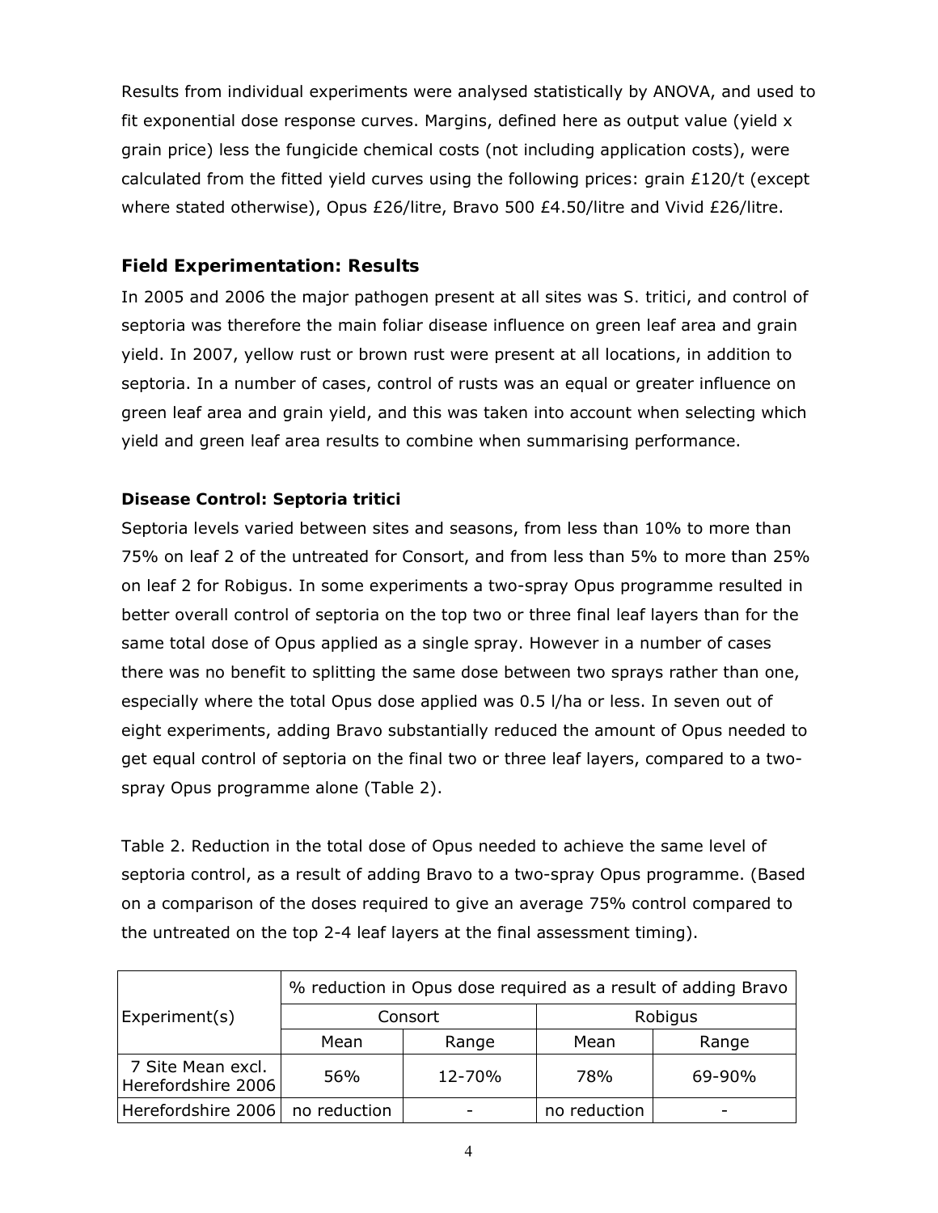Results from individual experiments were analysed statistically by ANOVA, and used to fit exponential dose response curves. Margins, defined here as output value (yield x grain price) less the fungicide chemical costs (not including application costs), were calculated from the fitted yield curves using the following prices: grain £120/t (except where stated otherwise), Opus £26/litre, Bravo 500 £4.50/litre and Vivid £26/litre.

## Field Experimentation: Results

In 2005 and 2006 the major pathogen present at all sites was S. tritici, and control of septoria was therefore the main foliar disease influence on green leaf area and grain yield. In 2007, yellow rust or brown rust were present at all locations, in addition to septoria. In a number of cases, control of rusts was an equal or greater influence on green leaf area and grain yield, and this was taken into account when selecting which yield and green leaf area results to combine when summarising performance.

### Disease Control: Septoria tritici

Septoria levels varied between sites and seasons, from less than 10% to more than 75% on leaf 2 of the untreated for Consort, and from less than 5% to more than 25% on leaf 2 for Robigus. In some experiments a two-spray Opus programme resulted in better overall control of septoria on the top two or three final leaf layers than for the same total dose of Opus applied as a single spray. However in a number of cases there was no benefit to splitting the same dose between two sprays rather than one, especially where the total Opus dose applied was 0.5 l/ha or less. In seven out of eight experiments, adding Bravo substantially reduced the amount of Opus needed to get equal control of septoria on the final two or three leaf layers, compared to a two-spray Opus programme alone (Table 2).

Table 2. Reduction in the total dose of Opus needed to achieve the same level of septoria control, as a result of adding Bravo to a two-spray Opus programme. (Based on a comparison of the doses required to give an average 75% control compared to the untreated on the top 2-4 leaf layers at the final assessment timing).

| Experiment(s) | % reduction in Opus dose required as a result of adding Bravo | | | |
|---|---|---|---|---|
| | Consort | | Robigus | |
| | Mean | Range | Mean | Range |
| 7 Site Mean excl. Herefordshire 2006 | 56% | 12-70% | 78% | 69-90% |
| Herefordshire 2006 | no reduction | - | no reduction | - |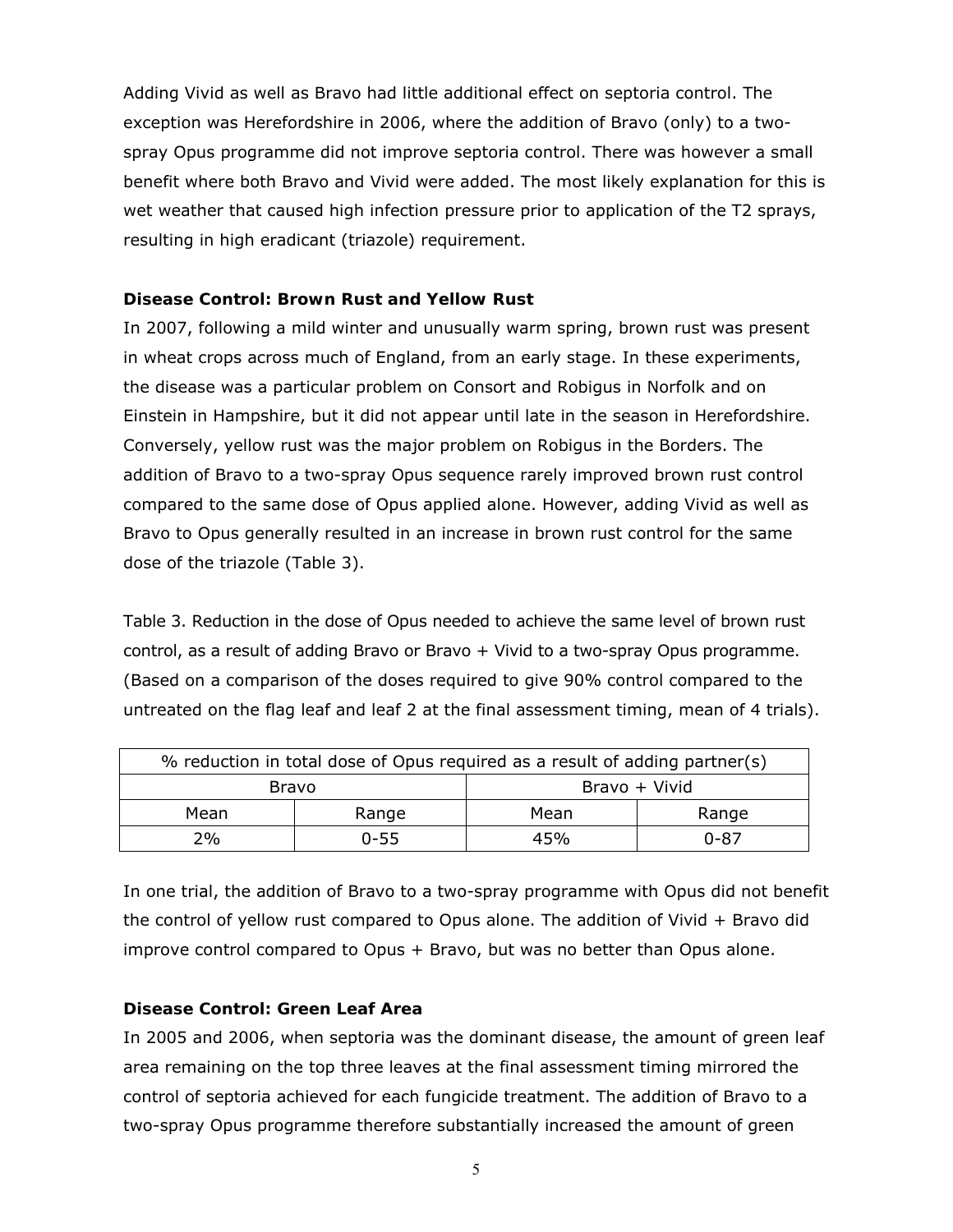Adding Vivid as well as Bravo had little additional effect on septoria control. The exception was Herefordshire in 2006, where the addition of Bravo (only) to a two-spray Opus programme did not improve septoria control. There was however a small benefit where both Bravo and Vivid were added. The most likely explanation for this is wet weather that caused high infection pressure prior to application of the T2 sprays, resulting in high eradicant (triazole) requirement.

**Disease Control: Brown Rust and Yellow Rust**

In 2007, following a mild winter and unusually warm spring, brown rust was present in wheat crops across much of England, from an early stage. In these experiments, the disease was a particular problem on Consort and Robigus in Norfolk and on Einstein in Hampshire, but it did not appear until late in the season in Herefordshire. Conversely, yellow rust was the major problem on Robigus in the Borders. The addition of Bravo to a two-spray Opus sequence rarely improved brown rust control compared to the same dose of Opus applied alone. However, adding Vivid as well as Bravo to Opus generally resulted in an increase in brown rust control for the same dose of the triazole (Table 3).

Table 3. Reduction in the dose of Opus needed to achieve the same level of brown rust control, as a result of adding Bravo or Bravo + Vivid to a two-spray Opus programme. (Based on a comparison of the doses required to give 90% control compared to the untreated on the flag leaf and leaf 2 at the final assessment timing, mean of 4 trials).

| % reduction in total dose of Opus required as a result of adding partner(s) | | | |
|---|---|---|---|
| Bravo | | Bravo + Vivid | |
| Mean | Range | Mean | Range |
| 2% | 0-55 | 45% | 0-87 |

In one trial, the addition of Bravo to a two-spray programme with Opus did not benefit the control of yellow rust compared to Opus alone. The addition of Vivid + Bravo did improve control compared to Opus + Bravo, but was no better than Opus alone.

**Disease Control: Green Leaf Area**

In 2005 and 2006, when septoria was the dominant disease, the amount of green leaf area remaining on the top three leaves at the final assessment timing mirrored the control of septoria achieved for each fungicide treatment. The addition of Bravo to a two-spray Opus programme therefore substantially increased the amount of green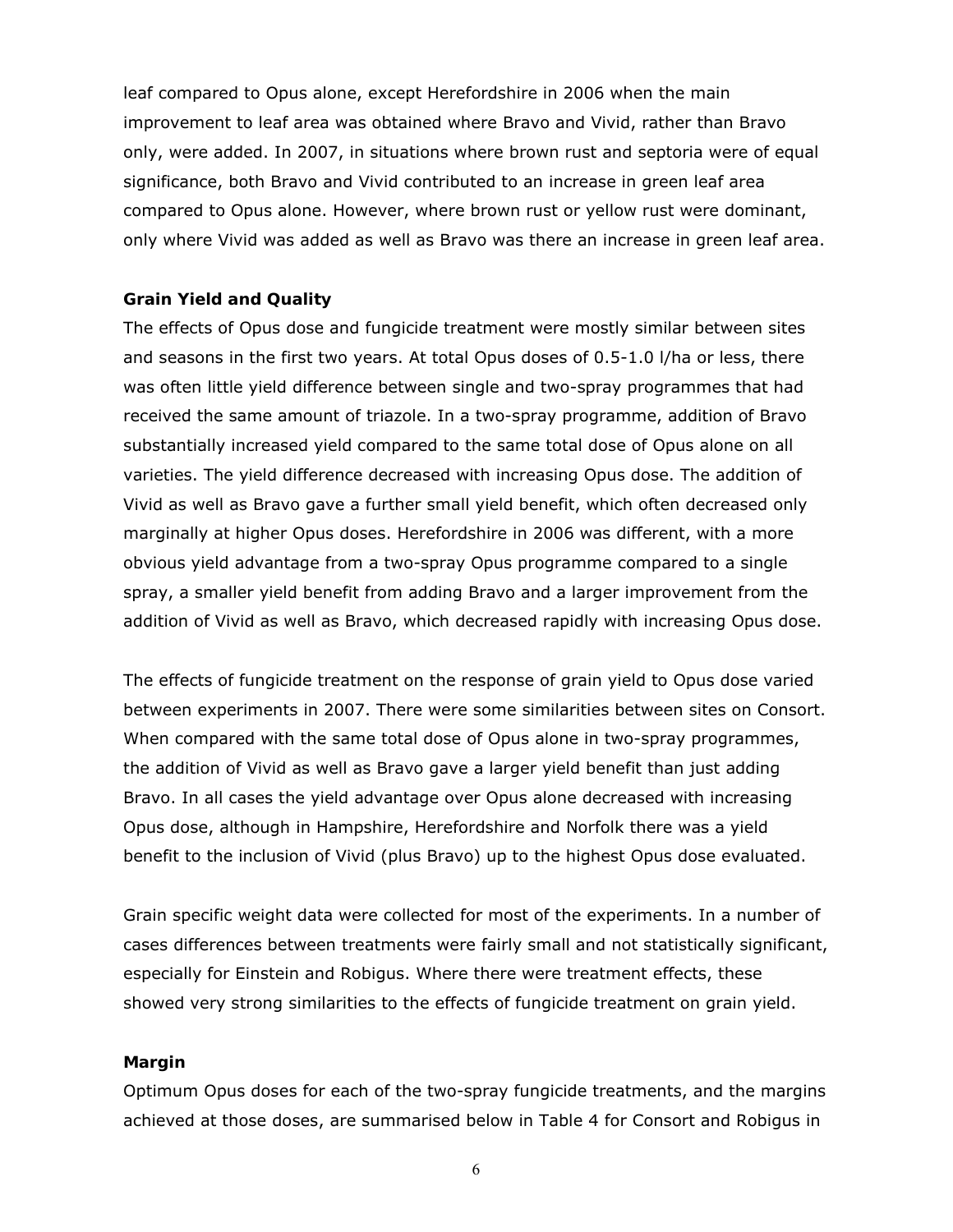leaf compared to Opus alone, except Herefordshire in 2006 when the main improvement to leaf area was obtained where Bravo and Vivid, rather than Bravo only, were added. In 2007, in situations where brown rust and septoria were of equal significance, both Bravo and Vivid contributed to an increase in green leaf area compared to Opus alone. However, where brown rust or yellow rust were dominant, only where Vivid was added as well as Bravo was there an increase in green leaf area.

### Grain Yield and Quality

The effects of Opus dose and fungicide treatment were mostly similar between sites and seasons in the first two years. At total Opus doses of 0.5-1.0 l/ha or less, there was often little yield difference between single and two-spray programmes that had received the same amount of triazole. In a two-spray programme, addition of Bravo substantially increased yield compared to the same total dose of Opus alone on all varieties. The yield difference decreased with increasing Opus dose. The addition of Vivid as well as Bravo gave a further small yield benefit, which often decreased only marginally at higher Opus doses. Herefordshire in 2006 was different, with a more obvious yield advantage from a two-spray Opus programme compared to a single spray, a smaller yield benefit from adding Bravo and a larger improvement from the addition of Vivid as well as Bravo, which decreased rapidly with increasing Opus dose.

The effects of fungicide treatment on the response of grain yield to Opus dose varied between experiments in 2007. There were some similarities between sites on Consort. When compared with the same total dose of Opus alone in two-spray programmes, the addition of Vivid as well as Bravo gave a larger yield benefit than just adding Bravo. In all cases the yield advantage over Opus alone decreased with increasing Opus dose, although in Hampshire, Herefordshire and Norfolk there was a yield benefit to the inclusion of Vivid (plus Bravo) up to the highest Opus dose evaluated.

Grain specific weight data were collected for most of the experiments. In a number of cases differences between treatments were fairly small and not statistically significant, especially for Einstein and Robigus. Where there were treatment effects, these showed very strong similarities to the effects of fungicide treatment on grain yield.

### Margin

Optimum Opus doses for each of the two-spray fungicide treatments, and the margins achieved at those doses, are summarised below in Table 4 for Consort and Robigus in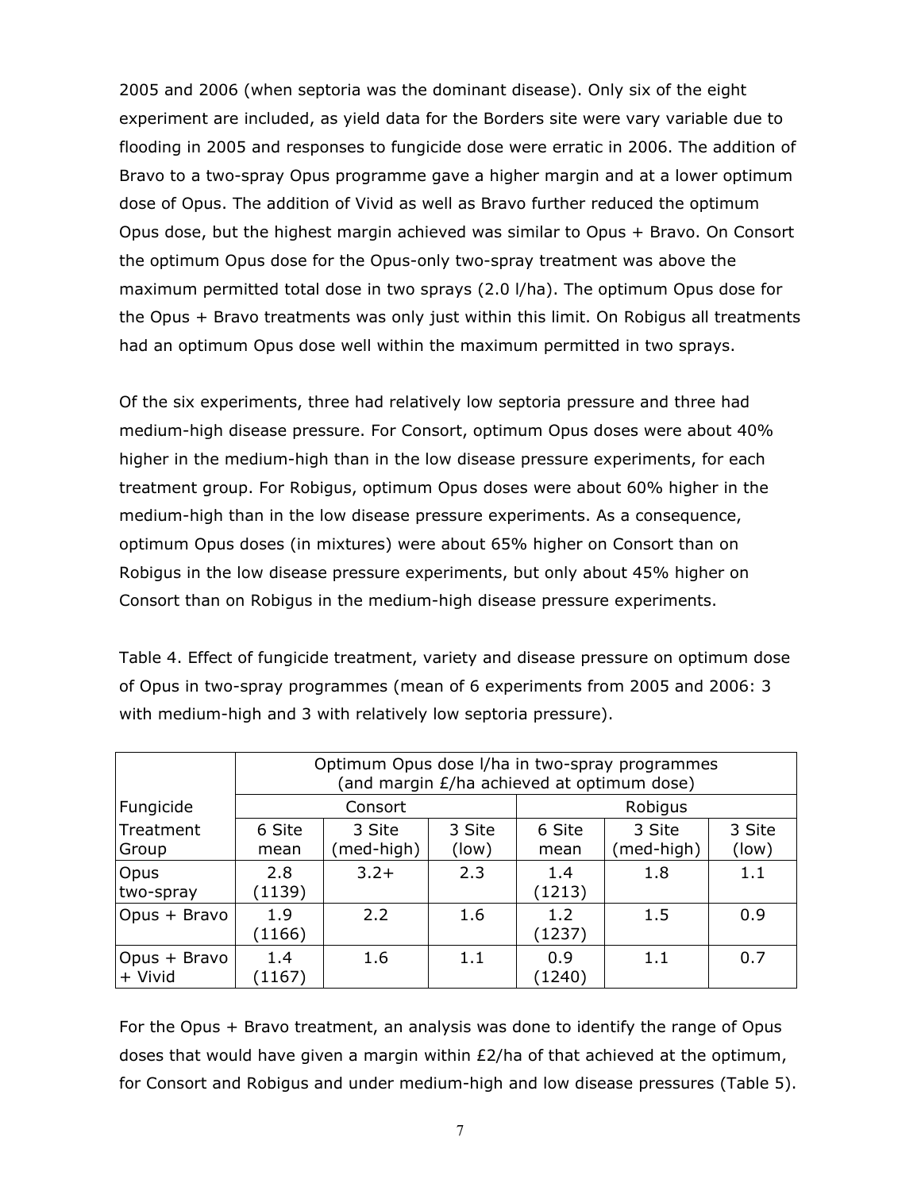2005 and 2006 (when septoria was the dominant disease). Only six of the eight experiment are included, as yield data for the Borders site were vary variable due to flooding in 2005 and responses to fungicide dose were erratic in 2006. The addition of Bravo to a two-spray Opus programme gave a higher margin and at a lower optimum dose of Opus. The addition of Vivid as well as Bravo further reduced the optimum Opus dose, but the highest margin achieved was similar to Opus + Bravo. On Consort the optimum Opus dose for the Opus-only two-spray treatment was above the maximum permitted total dose in two sprays (2.0 l/ha). The optimum Opus dose for the Opus + Bravo treatments was only just within this limit. On Robigus all treatments had an optimum Opus dose well within the maximum permitted in two sprays.

Of the six experiments, three had relatively low septoria pressure and three had medium-high disease pressure. For Consort, optimum Opus doses were about 40% higher in the medium-high than in the low disease pressure experiments, for each treatment group. For Robigus, optimum Opus doses were about 60% higher in the medium-high than in the low disease pressure experiments. As a consequence, optimum Opus doses (in mixtures) were about 65% higher on Consort than on Robigus in the low disease pressure experiments, but only about 45% higher on Consort than on Robigus in the medium-high disease pressure experiments.

Table 4. Effect of fungicide treatment, variety and disease pressure on optimum dose of Opus in two-spray programmes (mean of 6 experiments from 2005 and 2006: 3 with medium-high and 3 with relatively low septoria pressure).

| | Optimum Opus dose l/ha in two-spray programmes (and margin £/ha achieved at optimum dose) | | | | | |
|---|---|---|---|---|---|---|
| Fungicide | Consort | | | Robigus | | |
| Treatment Group | 6 Site mean | 3 Site (med-high) | 3 Site (low) | 6 Site mean | 3 Site (med-high) | 3 Site (low) |
| Opus two-spray | 2.8 (1139) | 3.2+ | 2.3 | 1.4 (1213) | 1.8 | 1.1 |
| Opus + Bravo | 1.9 (1166) | 2.2 | 1.6 | 1.2 (1237) | 1.5 | 0.9 |
| Opus + Bravo + Vivid | 1.4 (1167) | 1.6 | 1.1 | 0.9 (1240) | 1.1 | 0.7 |

For the Opus + Bravo treatment, an analysis was done to identify the range of Opus doses that would have given a margin within £2/ha of that achieved at the optimum, for Consort and Robigus and under medium-high and low disease pressures (Table 5).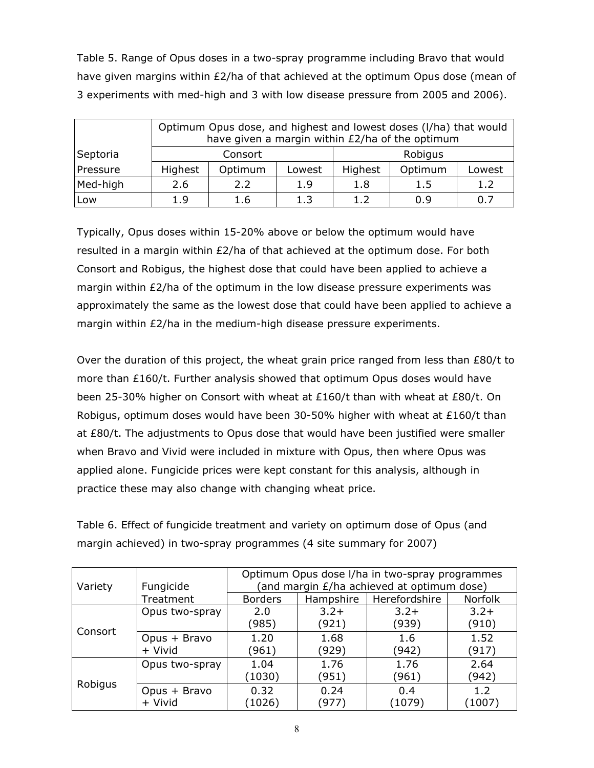Table 5. Range of Opus doses in a two-spray programme including Bravo that would have given margins within £2/ha of that achieved at the optimum Opus dose (mean of 3 experiments with med-high and 3 with low disease pressure from 2005 and 2006).

| Septoria Pressure | Optimum Opus dose, and highest and lowest doses (l/ha) that would have given a margin within £2/ha of the optimum | | | | | |
|---|---|---|---|---|---|---|
| | Consort | | | Robigus | | |
| | Highest | Optimum | Lowest | Highest | Optimum | Lowest |
| Med-high | 2.6 | 2.2 | 1.9 | 1.8 | 1.5 | 1.2 |
| Low | 1.9 | 1.6 | 1.3 | 1.2 | 0.9 | 0.7 |

Typically, Opus doses within 15-20% above or below the optimum would have resulted in a margin within £2/ha of that achieved at the optimum dose. For both Consort and Robigus, the highest dose that could have been applied to achieve a margin within £2/ha of the optimum in the low disease pressure experiments was approximately the same as the lowest dose that could have been applied to achieve a margin within £2/ha in the medium-high disease pressure experiments.

Over the duration of this project, the wheat grain price ranged from less than £80/t to more than £160/t. Further analysis showed that optimum Opus doses would have been 25-30% higher on Consort with wheat at £160/t than with wheat at £80/t. On Robigus, optimum doses would have been 30-50% higher with wheat at £160/t than at £80/t. The adjustments to Opus dose that would have been justified were smaller when Bravo and Vivid were included in mixture with Opus, then where Opus was applied alone. Fungicide prices were kept constant for this analysis, although in practice these may also change with changing wheat price.

Table 6. Effect of fungicide treatment and variety on optimum dose of Opus (and margin achieved) in two-spray programmes (4 site summary for 2007)

| Variety | Fungicide Treatment | Optimum Opus dose l/ha in two-spray programmes (and margin £/ha achieved at optimum dose) | | | |
|---|---|---|---|---|---|
| | | Borders | Hampshire | Herefordshire | Norfolk |
| Consort | Opus two-spray | 2.0 (985) | 3.2+ (921) | 3.2+ (939) | 3.2+ (910) |
| | Opus + Bravo + Vivid | 1.20 (961) | 1.68 (929) | 1.6 (942) | 1.52 (917) |
| Robigus | Opus two-spray | 1.04 (1030) | 1.76 (951) | 1.76 (961) | 2.64 (942) |
| | Opus + Bravo + Vivid | 0.32 (1026) | 0.24 (977) | 0.4 (1079) | 1.2 (1007) |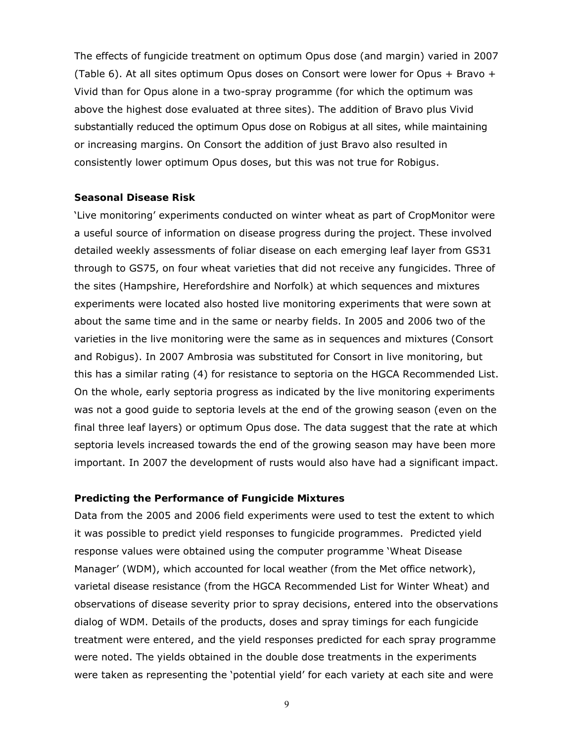The effects of fungicide treatment on optimum Opus dose (and margin) varied in 2007 (Table 6). At all sites optimum Opus doses on Consort were lower for Opus + Bravo + Vivid than for Opus alone in a two-spray programme (for which the optimum was above the highest dose evaluated at three sites). The addition of Bravo plus Vivid substantially reduced the optimum Opus dose on Robigus at all sites, while maintaining or increasing margins. On Consort the addition of just Bravo also resulted in consistently lower optimum Opus doses, but this was not true for Robigus.

**Seasonal Disease Risk**

'Live monitoring' experiments conducted on winter wheat as part of CropMonitor were a useful source of information on disease progress during the project. These involved detailed weekly assessments of foliar disease on each emerging leaf layer from GS31 through to GS75, on four wheat varieties that did not receive any fungicides. Three of the sites (Hampshire, Herefordshire and Norfolk) at which sequences and mixtures experiments were located also hosted live monitoring experiments that were sown at about the same time and in the same or nearby fields. In 2005 and 2006 two of the varieties in the live monitoring were the same as in sequences and mixtures (Consort and Robigus). In 2007 Ambrosia was substituted for Consort in live monitoring, but this has a similar rating (4) for resistance to septoria on the HGCA Recommended List. On the whole, early septoria progress as indicated by the live monitoring experiments was not a good guide to septoria levels at the end of the growing season (even on the final three leaf layers) or optimum Opus dose. The data suggest that the rate at which septoria levels increased towards the end of the growing season may have been more important. In 2007 the development of rusts would also have had a significant impact.

**Predicting the Performance of Fungicide Mixtures**

Data from the 2005 and 2006 field experiments were used to test the extent to which it was possible to predict yield responses to fungicide programmes. Predicted yield response values were obtained using the computer programme 'Wheat Disease Manager' (WDM), which accounted for local weather (from the Met office network), varietal disease resistance (from the HGCA Recommended List for Winter Wheat) and observations of disease severity prior to spray decisions, entered into the observations dialog of WDM. Details of the products, doses and spray timings for each fungicide treatment were entered, and the yield responses predicted for each spray programme were noted. The yields obtained in the double dose treatments in the experiments were taken as representing the 'potential yield' for each variety at each site and were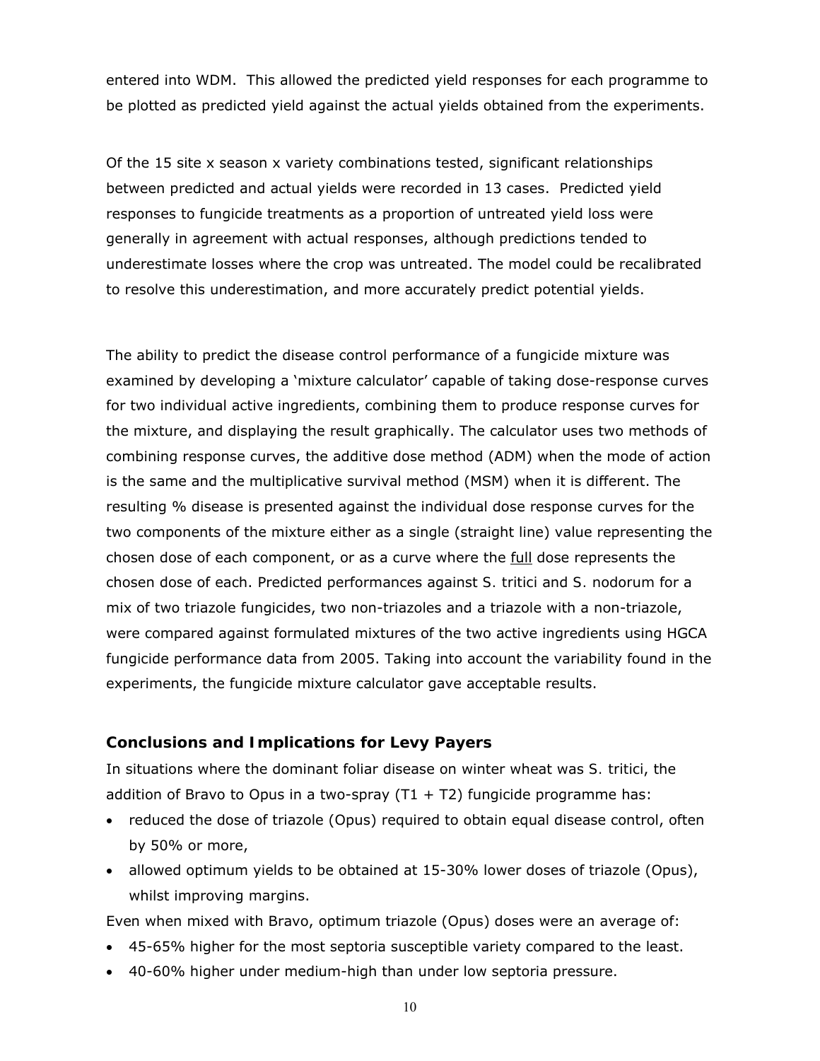entered into WDM. This allowed the predicted yield responses for each programme to be plotted as predicted yield against the actual yields obtained from the experiments.

Of the 15 site x season x variety combinations tested, significant relationships between predicted and actual yields were recorded in 13 cases. Predicted yield responses to fungicide treatments as a proportion of untreated yield loss were generally in agreement with actual responses, although predictions tended to underestimate losses where the crop was untreated. The model could be recalibrated to resolve this underestimation, and more accurately predict potential yields.

The ability to predict the disease control performance of a fungicide mixture was examined by developing a 'mixture calculator' capable of taking dose-response curves for two individual active ingredients, combining them to produce response curves for the mixture, and displaying the result graphically. The calculator uses two methods of combining response curves, the additive dose method (ADM) when the mode of action is the same and the multiplicative survival method (MSM) when it is different. The resulting % disease is presented against the individual dose response curves for the two components of the mixture either as a single (straight line) value representing the chosen dose of each component, or as a curve where the full dose represents the chosen dose of each. Predicted performances against *S. tritici* and *S. nodorum* for a mix of two triazole fungicides, two non-triazoles and a triazole with a non-triazole, were compared against formulated mixtures of the two active ingredients using HGCA fungicide performance data from 2005. Taking into account the variability found in the experiments, the fungicide mixture calculator gave acceptable results.

## Conclusions and Implications for Levy Payers

In situations where the dominant foliar disease on winter wheat was *S. tritici*, the addition of Bravo to Opus in a two-spray (T1 + T2) fungicide programme has:

- reduced the dose of triazole (Opus) required to obtain equal disease control, often by 50% or more,
- allowed optimum yields to be obtained at 15-30% lower doses of triazole (Opus), whilst improving margins.

Even when mixed with Bravo, optimum triazole (Opus) doses were an average of:

- 45-65% higher for the most septoria susceptible variety compared to the least.
- 40-60% higher under medium-high than under low septoria pressure.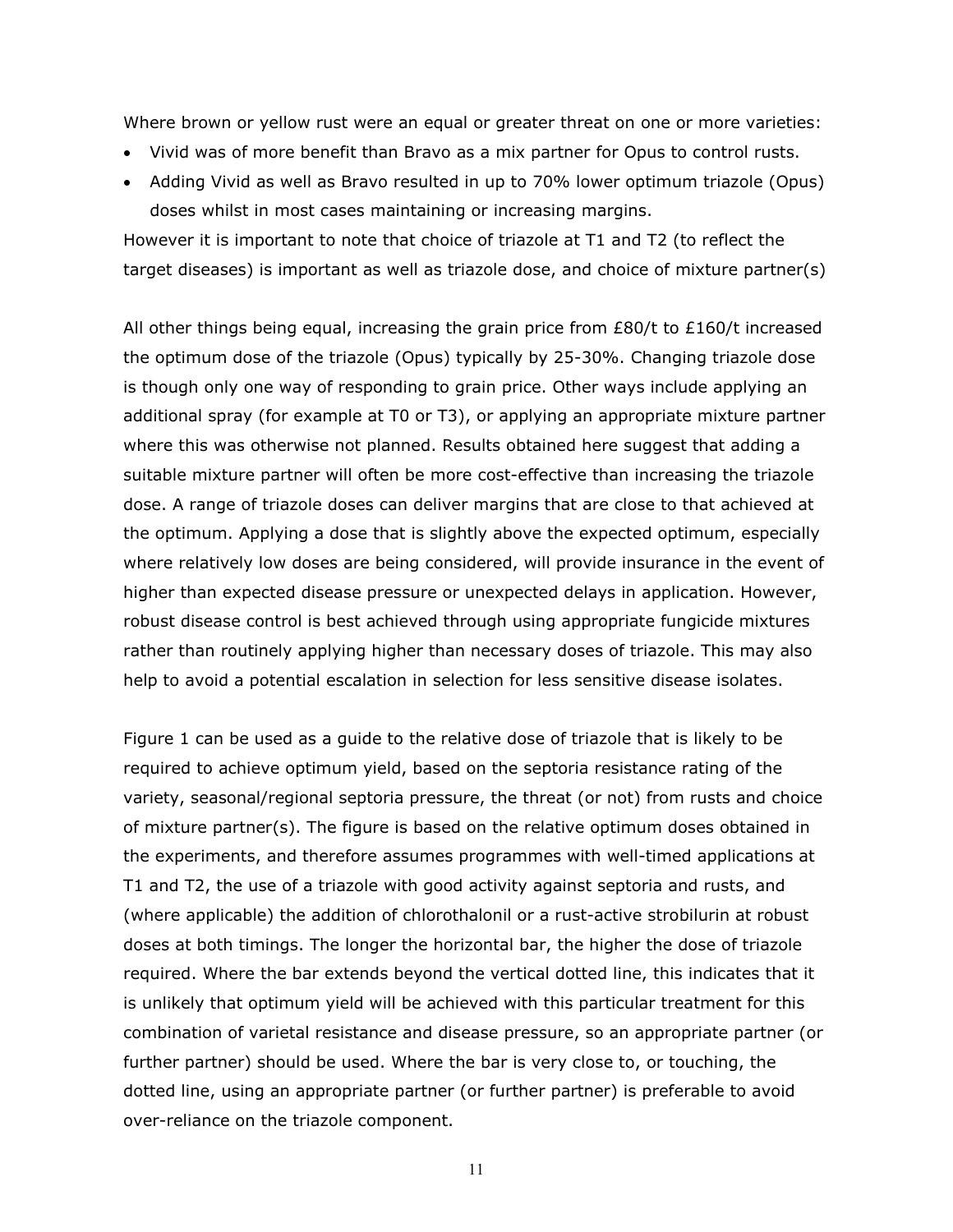Where brown or yellow rust were an equal or greater threat on one or more varieties:

- Vivid was of more benefit than Bravo as a mix partner for Opus to control rusts.
- Adding Vivid as well as Bravo resulted in up to 70% lower optimum triazole (Opus) doses whilst in most cases maintaining or increasing margins.

However it is important to note that choice of triazole at T1 and T2 (to reflect the target diseases) is important as well as triazole dose, and choice of mixture partner(s)

All other things being equal, increasing the grain price from £80/t to £160/t increased the optimum dose of the triazole (Opus) typically by 25-30%. Changing triazole dose is though only one way of responding to grain price. Other ways include applying an additional spray (for example at T0 or T3), or applying an appropriate mixture partner where this was otherwise not planned. Results obtained here suggest that adding a suitable mixture partner will often be more cost-effective than increasing the triazole dose. A range of triazole doses can deliver margins that are close to that achieved at the optimum. Applying a dose that is slightly above the expected optimum, especially where relatively low doses are being considered, will provide insurance in the event of higher than expected disease pressure or unexpected delays in application. However, robust disease control is best achieved through using appropriate fungicide mixtures rather than routinely applying higher than necessary doses of triazole. This may also help to avoid a potential escalation in selection for less sensitive disease isolates.

Figure 1 can be used as a guide to the relative dose of triazole that is likely to be required to achieve optimum yield, based on the septoria resistance rating of the variety, seasonal/regional septoria pressure, the threat (or not) from rusts and choice of mixture partner(s). The figure is based on the relative optimum doses obtained in the experiments, and therefore assumes programmes with well-timed applications at T1 and T2, the use of a triazole with good activity against septoria and rusts, and (where applicable) the addition of chlorothalonil or a rust-active strobilurin at robust doses at both timings. The longer the horizontal bar, the higher the dose of triazole required. Where the bar extends beyond the vertical dotted line, this indicates that it is unlikely that optimum yield will be achieved with this particular treatment for this combination of varietal resistance and disease pressure, so an appropriate partner (or further partner) should be used. Where the bar is very close to, or touching, the dotted line, using an appropriate partner (or further partner) is preferable to avoid over-reliance on the triazole component.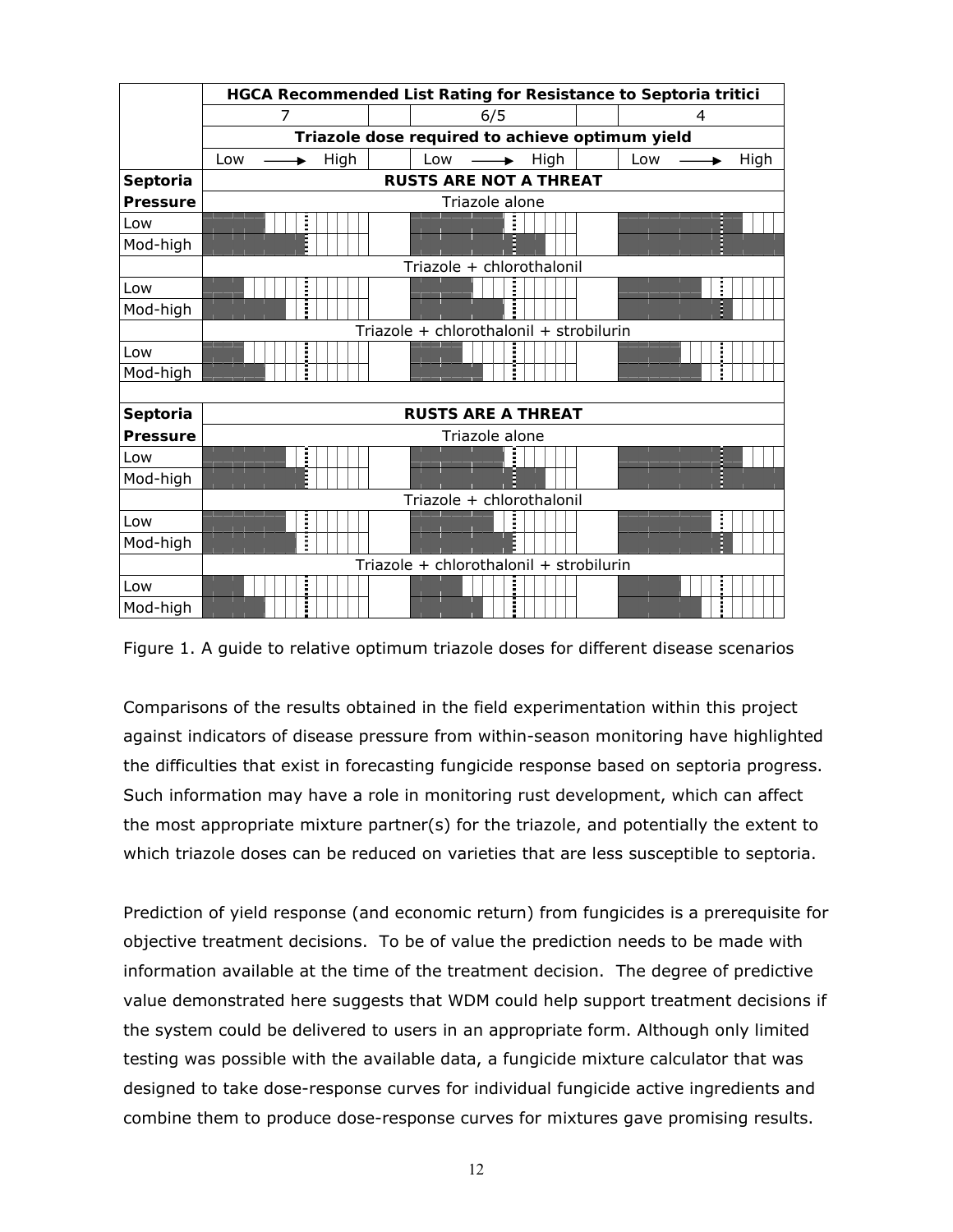HGCA Recommended List Rating for Resistance to Septoria tritici

7 | 6/5 | 4

Triazole dose required to achieve optimum yield

Low → High | Low → High | Low → High

Septoria Pressure

RUSTS ARE NOT A THREAT

Triazole alone

Low

Mod-high

Triazole + chlorothalonil

Low

Mod-high

Triazole + chlorothalonil + strobilurin

Low

Mod-high

Septoria Pressure

RUSTS ARE A THREAT

Triazole alone

Low

Mod-high

Triazole + chlorothalonil

Low

Mod-high

Triazole + chlorothalonil + strobilurin

Low

Mod-high

Figure 1. A guide to relative optimum triazole doses for different disease scenarios

Comparisons of the results obtained in the field experimentation within this project against indicators of disease pressure from within-season monitoring have highlighted the difficulties that exist in forecasting fungicide response based on septoria progress. Such information may have a role in monitoring rust development, which can affect the most appropriate mixture partner(s) for the triazole, and potentially the extent to which triazole doses can be reduced on varieties that are less susceptible to septoria.

Prediction of yield response (and economic return) from fungicides is a prerequisite for objective treatment decisions. To be of value the prediction needs to be made with information available at the time of the treatment decision. The degree of predictive value demonstrated here suggests that WDM could help support treatment decisions if the system could be delivered to users in an appropriate form. Although only limited testing was possible with the available data, a fungicide mixture calculator that was designed to take dose-response curves for individual fungicide active ingredients and combine them to produce dose-response curves for mixtures gave promising results.